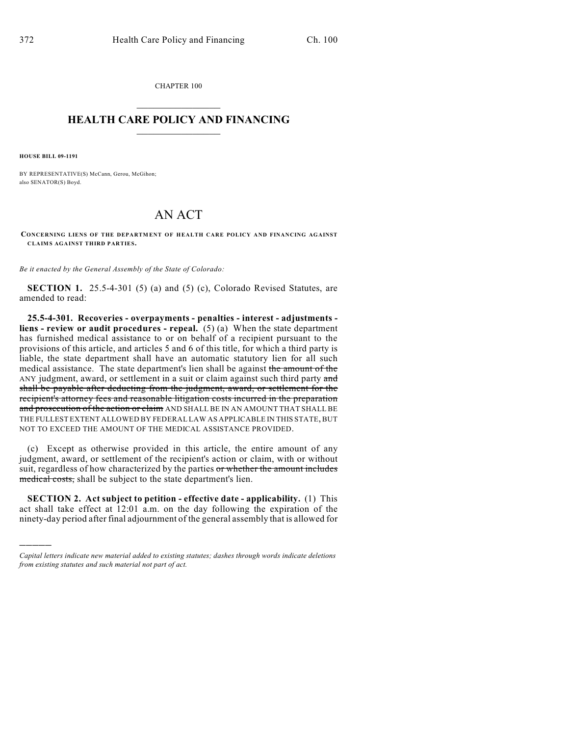CHAPTER 100

# HEALTH CARE POLICY AND FINANCING

**HOUSE BILL 09-1191**

BY REPRESENTATIVE(S) McCann, Gerou, McGihon;
also SENATOR(S) Boyd.

# AN ACT

**CONCERNING LIENS OF THE DEPARTMENT OF HEALTH CARE POLICY AND FINANCING AGAINST CLAIMS AGAINST THIRD PARTIES.**

*Be it enacted by the General Assembly of the State of Colorado:*

**SECTION 1.** 25.5-4-301 (5) (a) and (5) (c), Colorado Revised Statutes, are amended to read:

**25.5-4-301. Recoveries - overpayments - penalties - interest - adjustments - liens - review or audit procedures - repeal.** (5) (a) When the state department has furnished medical assistance to or on behalf of a recipient pursuant to the provisions of this article, and articles 5 and 6 of this title, for which a third party is liable, the state department shall have an automatic statutory lien for all such medical assistance. The state department's lien shall be against ~~the amount of the~~ ANY judgment, award, or settlement in a suit or claim against such third party ~~and shall be payable after deducting from the judgment, award, or settlement for the recipient's attorney fees and reasonable litigation costs incurred in the preparation and prosecution of the action or claim~~ AND SHALL BE IN AN AMOUNT THAT SHALL BE THE FULLEST EXTENT ALLOWED BY FEDERAL LAW AS APPLICABLE IN THIS STATE, BUT NOT TO EXCEED THE AMOUNT OF THE MEDICAL ASSISTANCE PROVIDED.

(c) Except as otherwise provided in this article, the entire amount of any judgment, award, or settlement of the recipient's action or claim, with or without suit, regardless of how characterized by the parties ~~or whether the amount includes medical costs,~~ shall be subject to the state department's lien.

**SECTION 2. Act subject to petition - effective date - applicability.** (1) This act shall take effect at 12:01 a.m. on the day following the expiration of the ninety-day period after final adjournment of the general assembly that is allowed for

---

*Capital letters indicate new material added to existing statutes; dashes through words indicate deletions from existing statutes and such material not part of act.*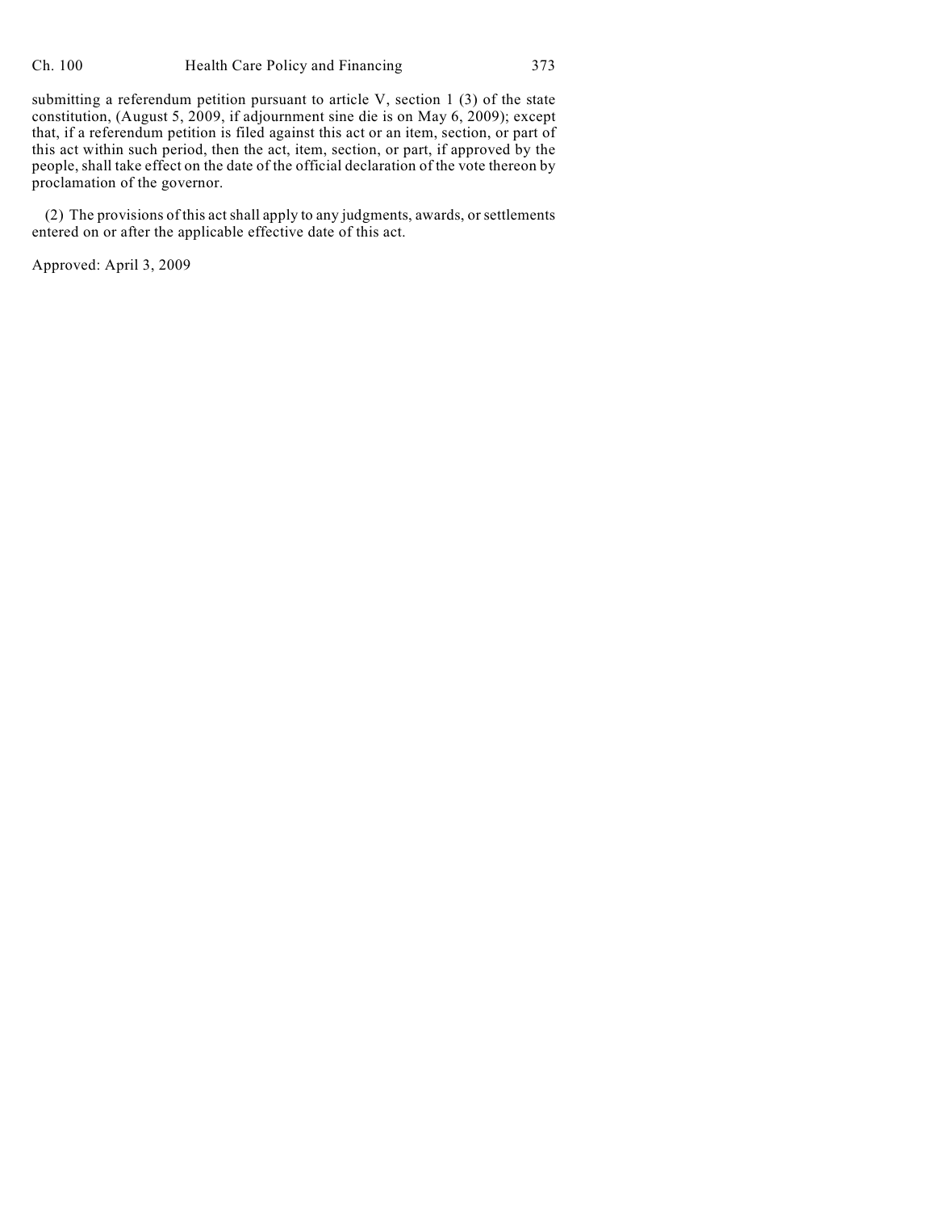submitting a referendum petition pursuant to article V, section 1 (3) of the state constitution, (August 5, 2009, if adjournment sine die is on May 6, 2009); except that, if a referendum petition is filed against this act or an item, section, or part of this act within such period, then the act, item, section, or part, if approved by the people, shall take effect on the date of the official declaration of the vote thereon by proclamation of the governor.

(2) The provisions of this act shall apply to any judgments, awards, or settlements entered on or after the applicable effective date of this act.

Approved: April 3, 2009